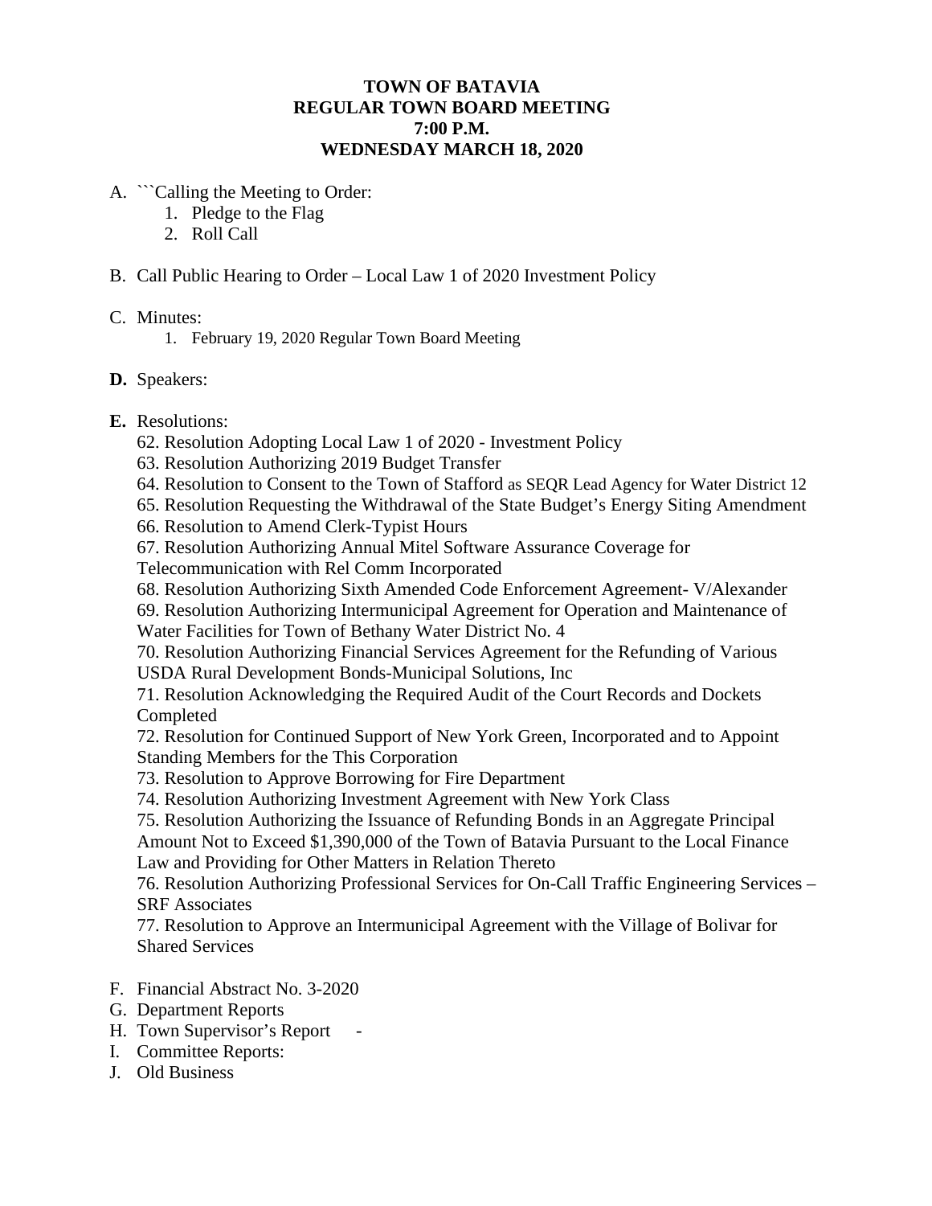**TOWN OF BATAVIA**
**REGULAR TOWN BOARD MEETING**
**7:00 P.M.**
**WEDNESDAY MARCH 18, 2020**

A. ```Calling the Meeting to Order:
    1. Pledge to the Flag
    2. Roll Call

B. Call Public Hearing to Order – Local Law 1 of 2020 Investment Policy

C. Minutes:
    1. February 19, 2020 Regular Town Board Meeting

**D.** Speakers:

**E.** Resolutions:

62. Resolution Adopting Local Law 1 of 2020 - Investment Policy
63. Resolution Authorizing 2019 Budget Transfer
64. Resolution to Consent to the Town of Stafford as SEQR Lead Agency for Water District 12
65. Resolution Requesting the Withdrawal of the State Budget's Energy Siting Amendment
66. Resolution to Amend Clerk-Typist Hours
67. Resolution Authorizing Annual Mitel Software Assurance Coverage for Telecommunication with Rel Comm Incorporated
68. Resolution Authorizing Sixth Amended Code Enforcement Agreement- V/Alexander
69. Resolution Authorizing Intermunicipal Agreement for Operation and Maintenance of Water Facilities for Town of Bethany Water District No. 4
70. Resolution Authorizing Financial Services Agreement for the Refunding of Various USDA Rural Development Bonds-Municipal Solutions, Inc
71. Resolution Acknowledging the Required Audit of the Court Records and Dockets Completed
72. Resolution for Continued Support of New York Green, Incorporated and to Appoint Standing Members for the This Corporation
73. Resolution to Approve Borrowing for Fire Department
74. Resolution Authorizing Investment Agreement with New York Class
75. Resolution Authorizing the Issuance of Refunding Bonds in an Aggregate Principal Amount Not to Exceed $1,390,000 of the Town of Batavia Pursuant to the Local Finance Law and Providing for Other Matters in Relation Thereto
76. Resolution Authorizing Professional Services for On-Call Traffic Engineering Services – SRF Associates
77. Resolution to Approve an Intermunicipal Agreement with the Village of Bolivar for Shared Services

F. Financial Abstract No. 3-2020
G. Department Reports
H. Town Supervisor's Report -
I. Committee Reports:
J. Old Business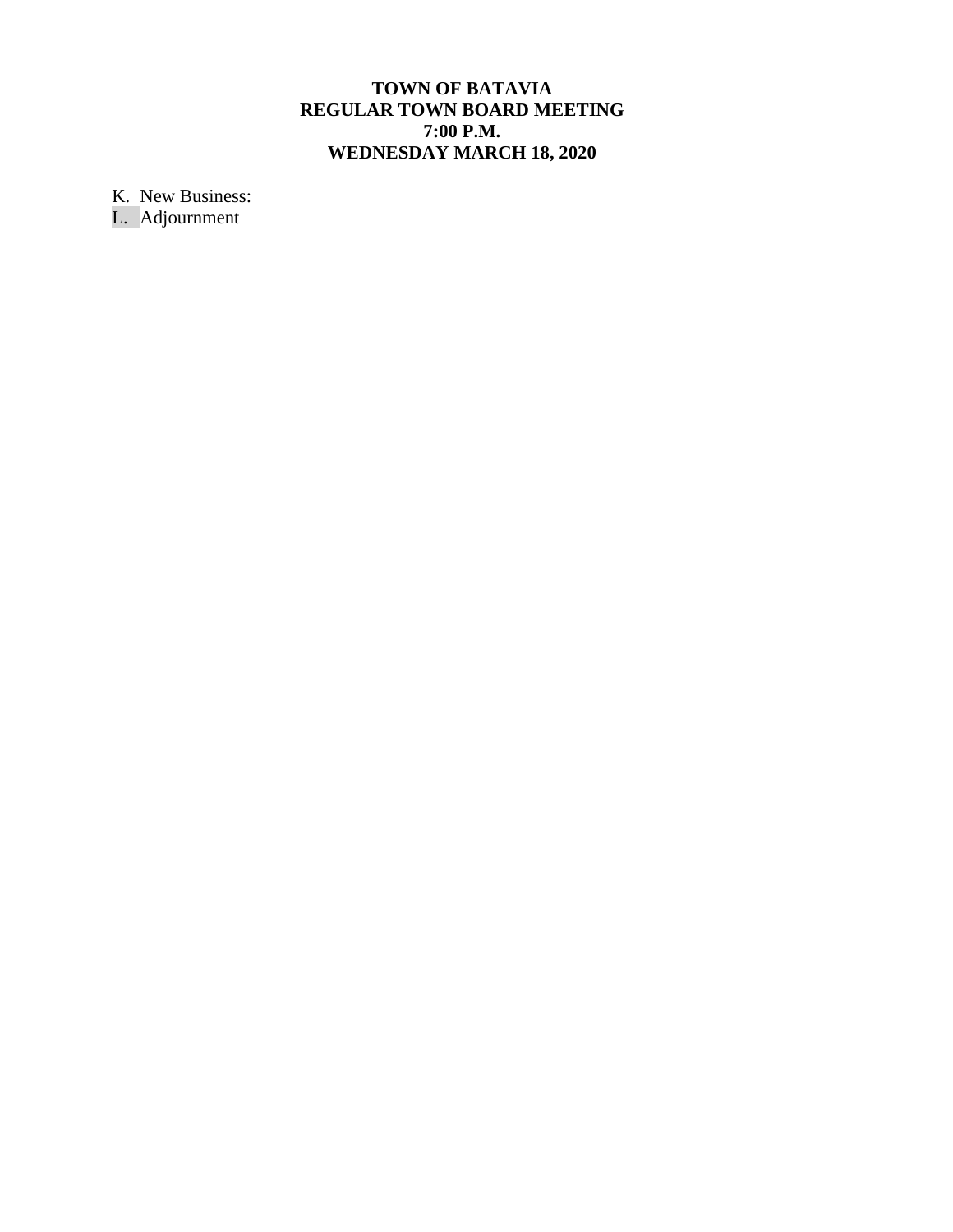**TOWN OF BATAVIA**
**REGULAR TOWN BOARD MEETING**
**7:00 P.M.**
**WEDNESDAY MARCH 18, 2020**

K. New Business:
L. Adjournment